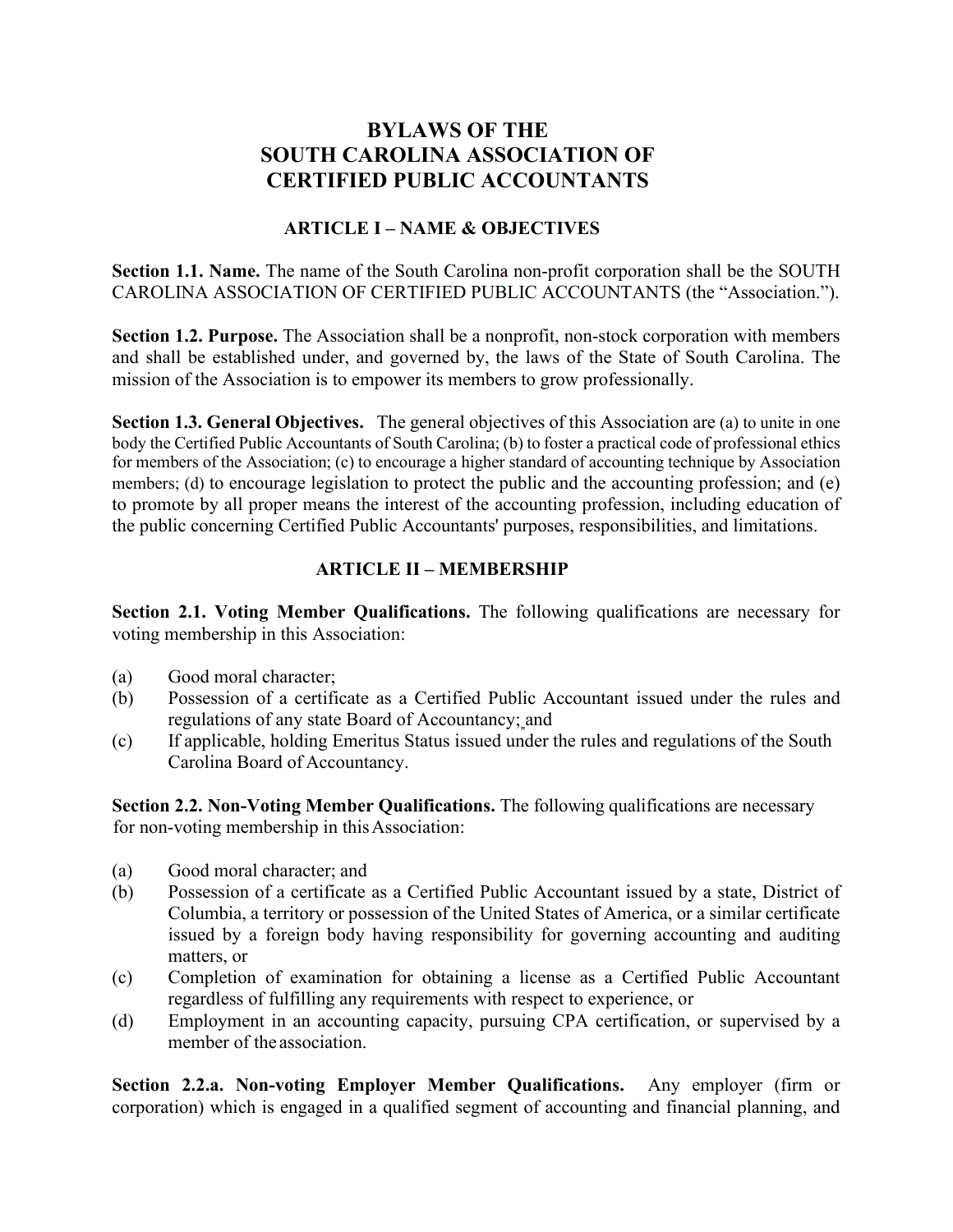# BYLAWS OF THE SOUTH CAROLINA ASSOCIATION OF CERTIFIED PUBLIC ACCOUNTANTS

## ARTICLE I – NAME & OBJECTIVES

**Section 1.1. Name.** The name of the South Carolina non-profit corporation shall be the SOUTH CAROLINA ASSOCIATION OF CERTIFIED PUBLIC ACCOUNTANTS (the "Association.").

**Section 1.2. Purpose.** The Association shall be a nonprofit, non-stock corporation with members and shall be established under, and governed by, the laws of the State of South Carolina. The mission of the Association is to empower its members to grow professionally.

**Section 1.3. General Objectives.** The general objectives of this Association are (a) to unite in one body the Certified Public Accountants of South Carolina; (b) to foster a practical code of professional ethics for members of the Association; (c) to encourage a higher standard of accounting technique by Association members; (d) to encourage legislation to protect the public and the accounting profession; and (e) to promote by all proper means the interest of the accounting profession, including education of the public concerning Certified Public Accountants' purposes, responsibilities, and limitations.

## ARTICLE II – MEMBERSHIP

**Section 2.1. Voting Member Qualifications.** The following qualifications are necessary for voting membership in this Association:

(a) Good moral character;
(b) Possession of a certificate as a Certified Public Accountant issued under the rules and regulations of any state Board of Accountancy; and
(c) If applicable, holding Emeritus Status issued under the rules and regulations of the South Carolina Board of Accountancy.

**Section 2.2. Non-Voting Member Qualifications.** The following qualifications are necessary for non-voting membership in this Association:

(a) Good moral character; and
(b) Possession of a certificate as a Certified Public Accountant issued by a state, District of Columbia, a territory or possession of the United States of America, or a similar certificate issued by a foreign body having responsibility for governing accounting and auditing matters, or
(c) Completion of examination for obtaining a license as a Certified Public Accountant regardless of fulfilling any requirements with respect to experience, or
(d) Employment in an accounting capacity, pursuing CPA certification, or supervised by a member of the association.

**Section 2.2.a. Non-voting Employer Member Qualifications.** Any employer (firm or corporation) which is engaged in a qualified segment of accounting and financial planning, and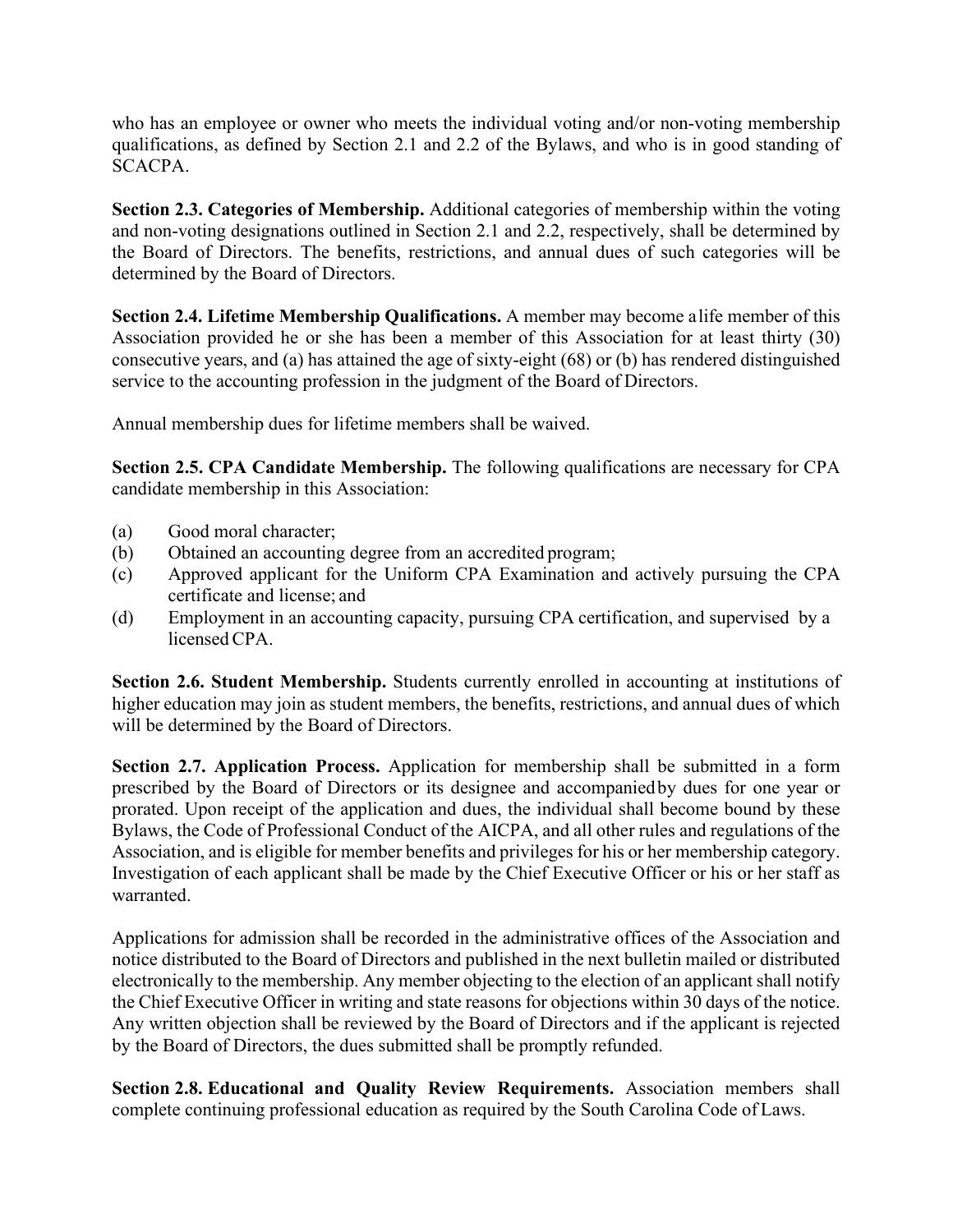who has an employee or owner who meets the individual voting and/or non-voting membership qualifications, as defined by Section 2.1 and 2.2 of the Bylaws, and who is in good standing of SCACPA.

**Section 2.3. Categories of Membership.** Additional categories of membership within the voting and non-voting designations outlined in Section 2.1 and 2.2, respectively, shall be determined by the Board of Directors. The benefits, restrictions, and annual dues of such categories will be determined by the Board of Directors.

**Section 2.4. Lifetime Membership Qualifications.** A member may become a life member of this Association provided he or she has been a member of this Association for at least thirty (30) consecutive years, and (a) has attained the age of sixty-eight (68) or (b) has rendered distinguished service to the accounting profession in the judgment of the Board of Directors.

Annual membership dues for lifetime members shall be waived.

**Section 2.5. CPA Candidate Membership.** The following qualifications are necessary for CPA candidate membership in this Association:

(a) Good moral character;
(b) Obtained an accounting degree from an accredited program;
(c) Approved applicant for the Uniform CPA Examination and actively pursuing the CPA certificate and license; and
(d) Employment in an accounting capacity, pursuing CPA certification, and supervised by a licensed CPA.

**Section 2.6. Student Membership.** Students currently enrolled in accounting at institutions of higher education may join as student members, the benefits, restrictions, and annual dues of which will be determined by the Board of Directors.

**Section 2.7. Application Process.** Application for membership shall be submitted in a form prescribed by the Board of Directors or its designee and accompanied by dues for one year or prorated. Upon receipt of the application and dues, the individual shall become bound by these Bylaws, the Code of Professional Conduct of the AICPA, and all other rules and regulations of the Association, and is eligible for member benefits and privileges for his or her membership category. Investigation of each applicant shall be made by the Chief Executive Officer or his or her staff as warranted.

Applications for admission shall be recorded in the administrative offices of the Association and notice distributed to the Board of Directors and published in the next bulletin mailed or distributed electronically to the membership. Any member objecting to the election of an applicant shall notify the Chief Executive Officer in writing and state reasons for objections within 30 days of the notice. Any written objection shall be reviewed by the Board of Directors and if the applicant is rejected by the Board of Directors, the dues submitted shall be promptly refunded.

**Section 2.8. Educational and Quality Review Requirements.** Association members shall complete continuing professional education as required by the South Carolina Code of Laws.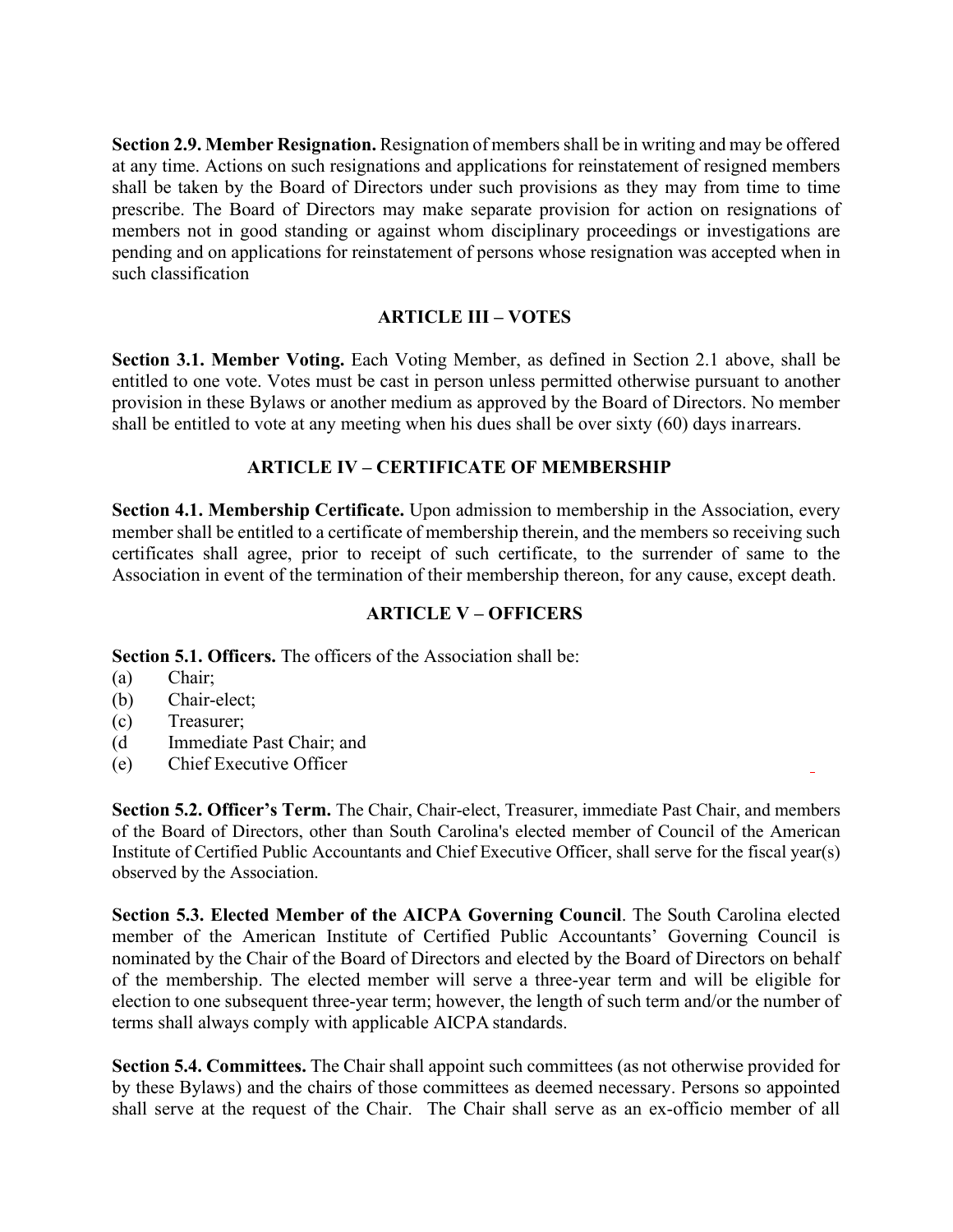**Section 2.9. Member Resignation.** Resignation of members shall be in writing and may be offered at any time. Actions on such resignations and applications for reinstatement of resigned members shall be taken by the Board of Directors under such provisions as they may from time to time prescribe. The Board of Directors may make separate provision for action on resignations of members not in good standing or against whom disciplinary proceedings or investigations are pending and on applications for reinstatement of persons whose resignation was accepted when in such classification

## ARTICLE III – VOTES

**Section 3.1. Member Voting.** Each Voting Member, as defined in Section 2.1 above, shall be entitled to one vote. Votes must be cast in person unless permitted otherwise pursuant to another provision in these Bylaws or another medium as approved by the Board of Directors. No member shall be entitled to vote at any meeting when his dues shall be over sixty (60) days inarrears.

## ARTICLE IV – CERTIFICATE OF MEMBERSHIP

**Section 4.1. Membership Certificate.** Upon admission to membership in the Association, every member shall be entitled to a certificate of membership therein, and the members so receiving such certificates shall agree, prior to receipt of such certificate, to the surrender of same to the Association in event of the termination of their membership thereon, for any cause, except death.

## ARTICLE V – OFFICERS

**Section 5.1. Officers.** The officers of the Association shall be:

(a) Chair;
(b) Chair-elect;
(c) Treasurer;
(d Immediate Past Chair; and
(e) Chief Executive Officer

**Section 5.2. Officer's Term.** The Chair, Chair-elect, Treasurer, immediate Past Chair, and members of the Board of Directors, other than South Carolina's elected member of Council of the American Institute of Certified Public Accountants and Chief Executive Officer, shall serve for the fiscal year(s) observed by the Association.

**Section 5.3. Elected Member of the AICPA Governing Council**. The South Carolina elected member of the American Institute of Certified Public Accountants' Governing Council is nominated by the Chair of the Board of Directors and elected by the Board of Directors on behalf of the membership. The elected member will serve a three-year term and will be eligible for election to one subsequent three-year term; however, the length of such term and/or the number of terms shall always comply with applicable AICPA standards.

**Section 5.4. Committees.** The Chair shall appoint such committees (as not otherwise provided for by these Bylaws) and the chairs of those committees as deemed necessary. Persons so appointed shall serve at the request of the Chair. The Chair shall serve as an ex-officio member of all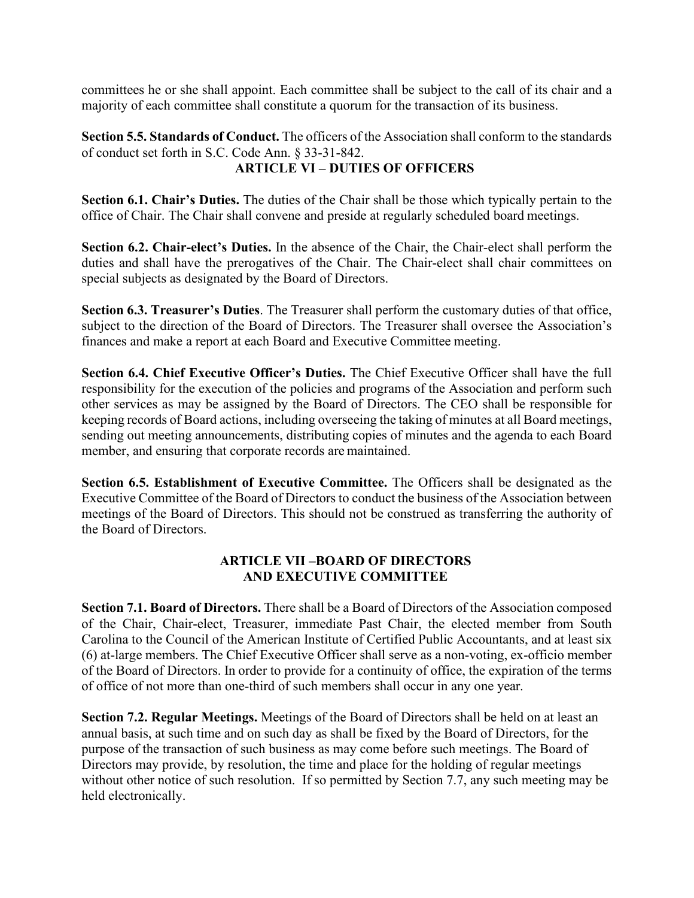committees he or she shall appoint. Each committee shall be subject to the call of its chair and a majority of each committee shall constitute a quorum for the transaction of its business.

**Section 5.5. Standards of Conduct.** The officers of the Association shall conform to the standards of conduct set forth in S.C. Code Ann. § 33-31-842.

## ARTICLE VI – DUTIES OF OFFICERS

**Section 6.1. Chair's Duties.** The duties of the Chair shall be those which typically pertain to the office of Chair. The Chair shall convene and preside at regularly scheduled board meetings.

**Section 6.2. Chair-elect's Duties.** In the absence of the Chair, the Chair-elect shall perform the duties and shall have the prerogatives of the Chair. The Chair-elect shall chair committees on special subjects as designated by the Board of Directors.

**Section 6.3. Treasurer's Duties**. The Treasurer shall perform the customary duties of that office, subject to the direction of the Board of Directors. The Treasurer shall oversee the Association's finances and make a report at each Board and Executive Committee meeting.

**Section 6.4. Chief Executive Officer's Duties.** The Chief Executive Officer shall have the full responsibility for the execution of the policies and programs of the Association and perform such other services as may be assigned by the Board of Directors. The CEO shall be responsible for keeping records of Board actions, including overseeing the taking of minutes at all Board meetings, sending out meeting announcements, distributing copies of minutes and the agenda to each Board member, and ensuring that corporate records are maintained.

**Section 6.5. Establishment of Executive Committee.** The Officers shall be designated as the Executive Committee of the Board of Directors to conduct the business of the Association between meetings of the Board of Directors. This should not be construed as transferring the authority of the Board of Directors.

## ARTICLE VII –BOARD OF DIRECTORS AND EXECUTIVE COMMITTEE

**Section 7.1. Board of Directors.** There shall be a Board of Directors of the Association composed of the Chair, Chair-elect, Treasurer, immediate Past Chair, the elected member from South Carolina to the Council of the American Institute of Certified Public Accountants, and at least six (6) at-large members. The Chief Executive Officer shall serve as a non-voting, ex-officio member of the Board of Directors. In order to provide for a continuity of office, the expiration of the terms of office of not more than one-third of such members shall occur in any one year.

**Section 7.2. Regular Meetings.** Meetings of the Board of Directors shall be held on at least an annual basis, at such time and on such day as shall be fixed by the Board of Directors, for the purpose of the transaction of such business as may come before such meetings. The Board of Directors may provide, by resolution, the time and place for the holding of regular meetings without other notice of such resolution. If so permitted by Section 7.7, any such meeting may be held electronically.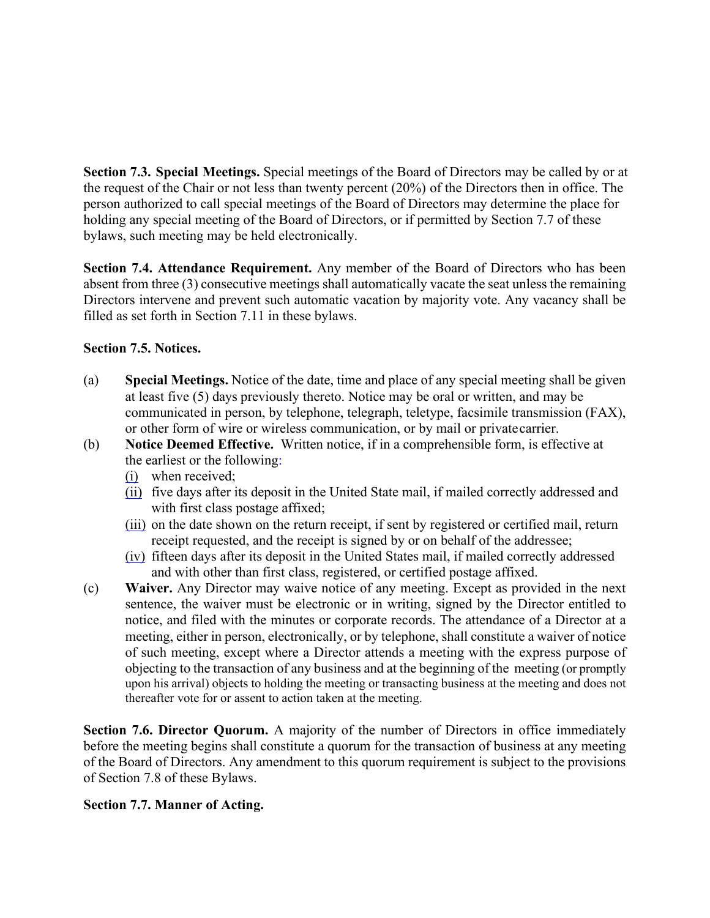**Section 7.3. Special Meetings.** Special meetings of the Board of Directors may be called by or at the request of the Chair or not less than twenty percent (20%) of the Directors then in office. The person authorized to call special meetings of the Board of Directors may determine the place for holding any special meeting of the Board of Directors, or if permitted by Section 7.7 of these bylaws, such meeting may be held electronically.

**Section 7.4. Attendance Requirement.** Any member of the Board of Directors who has been absent from three (3) consecutive meetings shall automatically vacate the seat unless the remaining Directors intervene and prevent such automatic vacation by majority vote. Any vacancy shall be filled as set forth in Section 7.11 in these bylaws.

**Section 7.5. Notices.**

(a) **Special Meetings.** Notice of the date, time and place of any special meeting shall be given at least five (5) days previously thereto. Notice may be oral or written, and may be communicated in person, by telephone, telegraph, teletype, facsimile transmission (FAX), or other form of wire or wireless communication, or by mail or private carrier.

(b) **Notice Deemed Effective.** Written notice, if in a comprehensible form, is effective at the earliest or the following:
   - (i) when received;
   - (ii) five days after its deposit in the United State mail, if mailed correctly addressed and with first class postage affixed;
   - (iii) on the date shown on the return receipt, if sent by registered or certified mail, return receipt requested, and the receipt is signed by or on behalf of the addressee;
   - (iv) fifteen days after its deposit in the United States mail, if mailed correctly addressed and with other than first class, registered, or certified postage affixed.

(c) **Waiver.** Any Director may waive notice of any meeting. Except as provided in the next sentence, the waiver must be electronic or in writing, signed by the Director entitled to notice, and filed with the minutes or corporate records. The attendance of a Director at a meeting, either in person, electronically, or by telephone, shall constitute a waiver of notice of such meeting, except where a Director attends a meeting with the express purpose of objecting to the transaction of any business and at the beginning of the meeting (or promptly upon his arrival) objects to holding the meeting or transacting business at the meeting and does not thereafter vote for or assent to action taken at the meeting.

**Section 7.6. Director Quorum.** A majority of the number of Directors in office immediately before the meeting begins shall constitute a quorum for the transaction of business at any meeting of the Board of Directors. Any amendment to this quorum requirement is subject to the provisions of Section 7.8 of these Bylaws.

**Section 7.7. Manner of Acting.**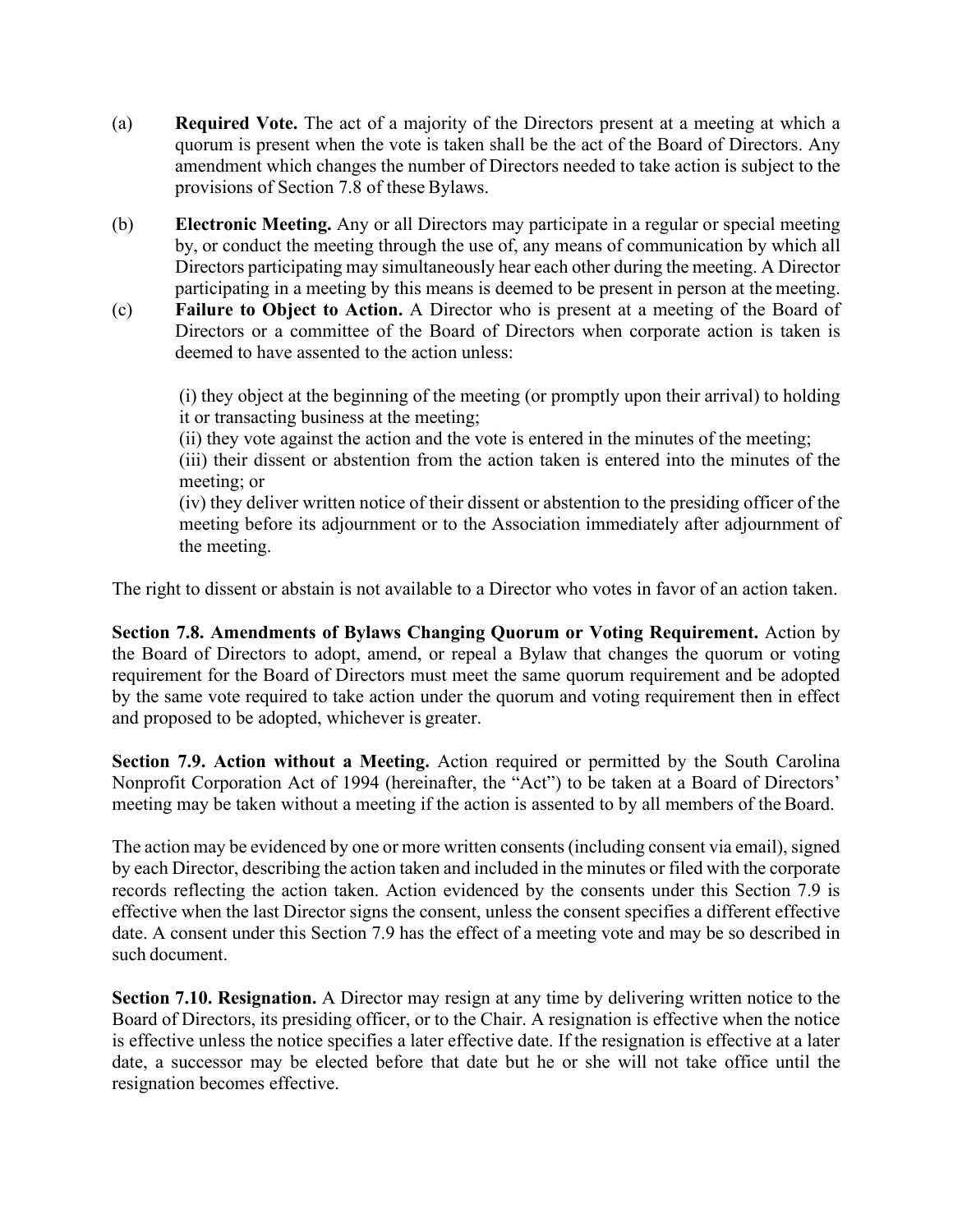(a) **Required Vote.** The act of a majority of the Directors present at a meeting at which a quorum is present when the vote is taken shall be the act of the Board of Directors. Any amendment which changes the number of Directors needed to take action is subject to the provisions of Section 7.8 of these Bylaws.

(b) **Electronic Meeting.** Any or all Directors may participate in a regular or special meeting by, or conduct the meeting through the use of, any means of communication by which all Directors participating may simultaneously hear each other during the meeting. A Director participating in a meeting by this means is deemed to be present in person at the meeting.

(c) **Failure to Object to Action.** A Director who is present at a meeting of the Board of Directors or a committee of the Board of Directors when corporate action is taken is deemed to have assented to the action unless:

(i) they object at the beginning of the meeting (or promptly upon their arrival) to holding it or transacting business at the meeting;
(ii) they vote against the action and the vote is entered in the minutes of the meeting;
(iii) their dissent or abstention from the action taken is entered into the minutes of the meeting; or
(iv) they deliver written notice of their dissent or abstention to the presiding officer of the meeting before its adjournment or to the Association immediately after adjournment of the meeting.

The right to dissent or abstain is not available to a Director who votes in favor of an action taken.

**Section 7.8. Amendments of Bylaws Changing Quorum or Voting Requirement.** Action by the Board of Directors to adopt, amend, or repeal a Bylaw that changes the quorum or voting requirement for the Board of Directors must meet the same quorum requirement and be adopted by the same vote required to take action under the quorum and voting requirement then in effect and proposed to be adopted, whichever is greater.

**Section 7.9. Action without a Meeting.** Action required or permitted by the South Carolina Nonprofit Corporation Act of 1994 (hereinafter, the "Act") to be taken at a Board of Directors' meeting may be taken without a meeting if the action is assented to by all members of the Board.

The action may be evidenced by one or more written consents (including consent via email), signed by each Director, describing the action taken and included in the minutes or filed with the corporate records reflecting the action taken. Action evidenced by the consents under this Section 7.9 is effective when the last Director signs the consent, unless the consent specifies a different effective date. A consent under this Section 7.9 has the effect of a meeting vote and may be so described in such document.

**Section 7.10. Resignation.** A Director may resign at any time by delivering written notice to the Board of Directors, its presiding officer, or to the Chair. A resignation is effective when the notice is effective unless the notice specifies a later effective date. If the resignation is effective at a later date, a successor may be elected before that date but he or she will not take office until the resignation becomes effective.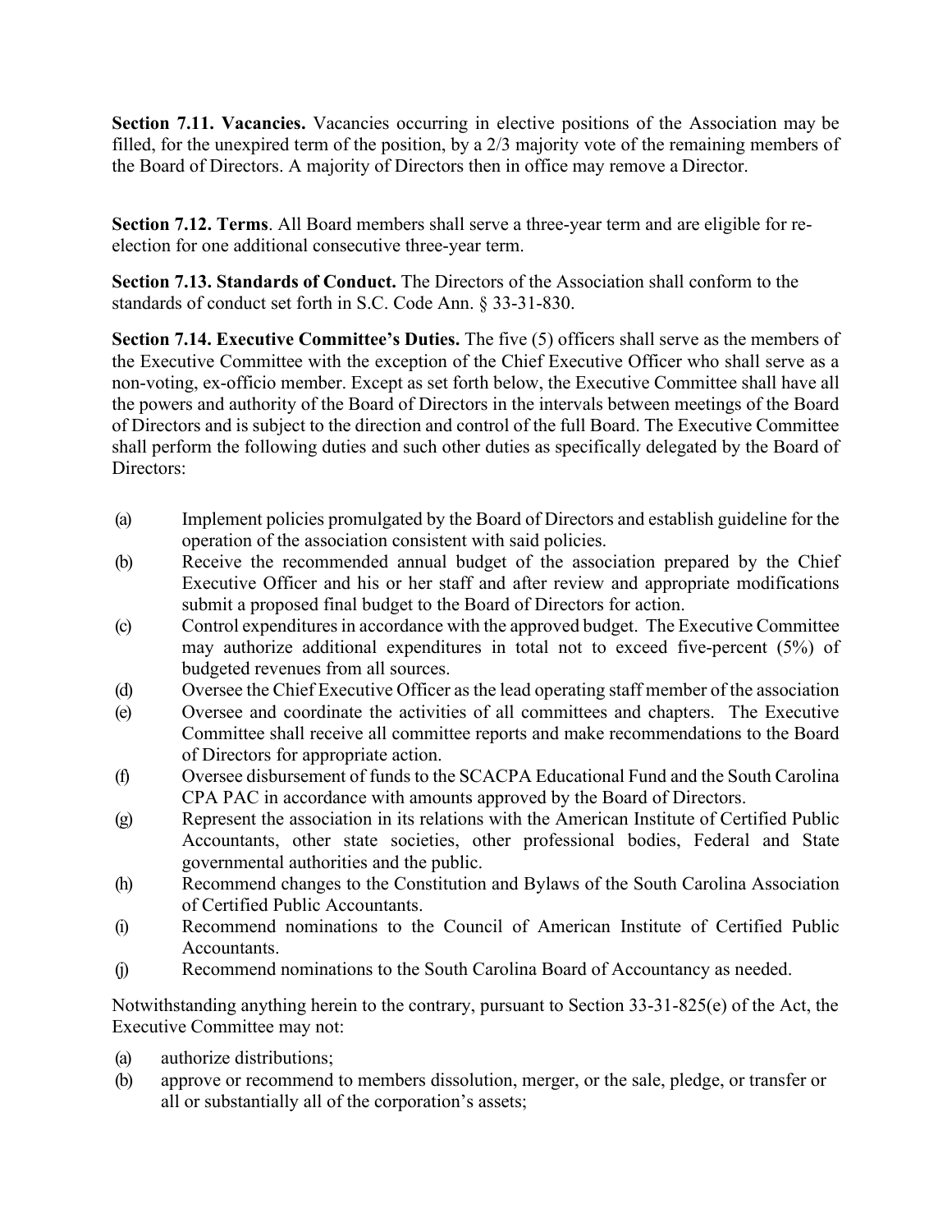**Section 7.11. Vacancies.** Vacancies occurring in elective positions of the Association may be filled, for the unexpired term of the position, by a 2/3 majority vote of the remaining members of the Board of Directors. A majority of Directors then in office may remove a Director.

**Section 7.12. Terms**. All Board members shall serve a three-year term and are eligible for re-election for one additional consecutive three-year term.

**Section 7.13. Standards of Conduct.** The Directors of the Association shall conform to the standards of conduct set forth in S.C. Code Ann. § 33-31-830.

**Section 7.14. Executive Committee's Duties.** The five (5) officers shall serve as the members of the Executive Committee with the exception of the Chief Executive Officer who shall serve as a non-voting, ex-officio member. Except as set forth below, the Executive Committee shall have all the powers and authority of the Board of Directors in the intervals between meetings of the Board of Directors and is subject to the direction and control of the full Board. The Executive Committee shall perform the following duties and such other duties as specifically delegated by the Board of Directors:

(a) Implement policies promulgated by the Board of Directors and establish guideline for the operation of the association consistent with said policies.

(b) Receive the recommended annual budget of the association prepared by the Chief Executive Officer and his or her staff and after review and appropriate modifications submit a proposed final budget to the Board of Directors for action.

(c) Control expenditures in accordance with the approved budget. The Executive Committee may authorize additional expenditures in total not to exceed five-percent (5%) of budgeted revenues from all sources.

(d) Oversee the Chief Executive Officer as the lead operating staff member of the association

(e) Oversee and coordinate the activities of all committees and chapters. The Executive Committee shall receive all committee reports and make recommendations to the Board of Directors for appropriate action.

(f) Oversee disbursement of funds to the SCACPA Educational Fund and the South Carolina CPA PAC in accordance with amounts approved by the Board of Directors.

(g) Represent the association in its relations with the American Institute of Certified Public Accountants, other state societies, other professional bodies, Federal and State governmental authorities and the public.

(h) Recommend changes to the Constitution and Bylaws of the South Carolina Association of Certified Public Accountants.

(i) Recommend nominations to the Council of American Institute of Certified Public Accountants.

(j) Recommend nominations to the South Carolina Board of Accountancy as needed.

Notwithstanding anything herein to the contrary, pursuant to Section 33-31-825(e) of the Act, the Executive Committee may not:

(a) authorize distributions;

(b) approve or recommend to members dissolution, merger, or the sale, pledge, or transfer or all or substantially all of the corporation's assets;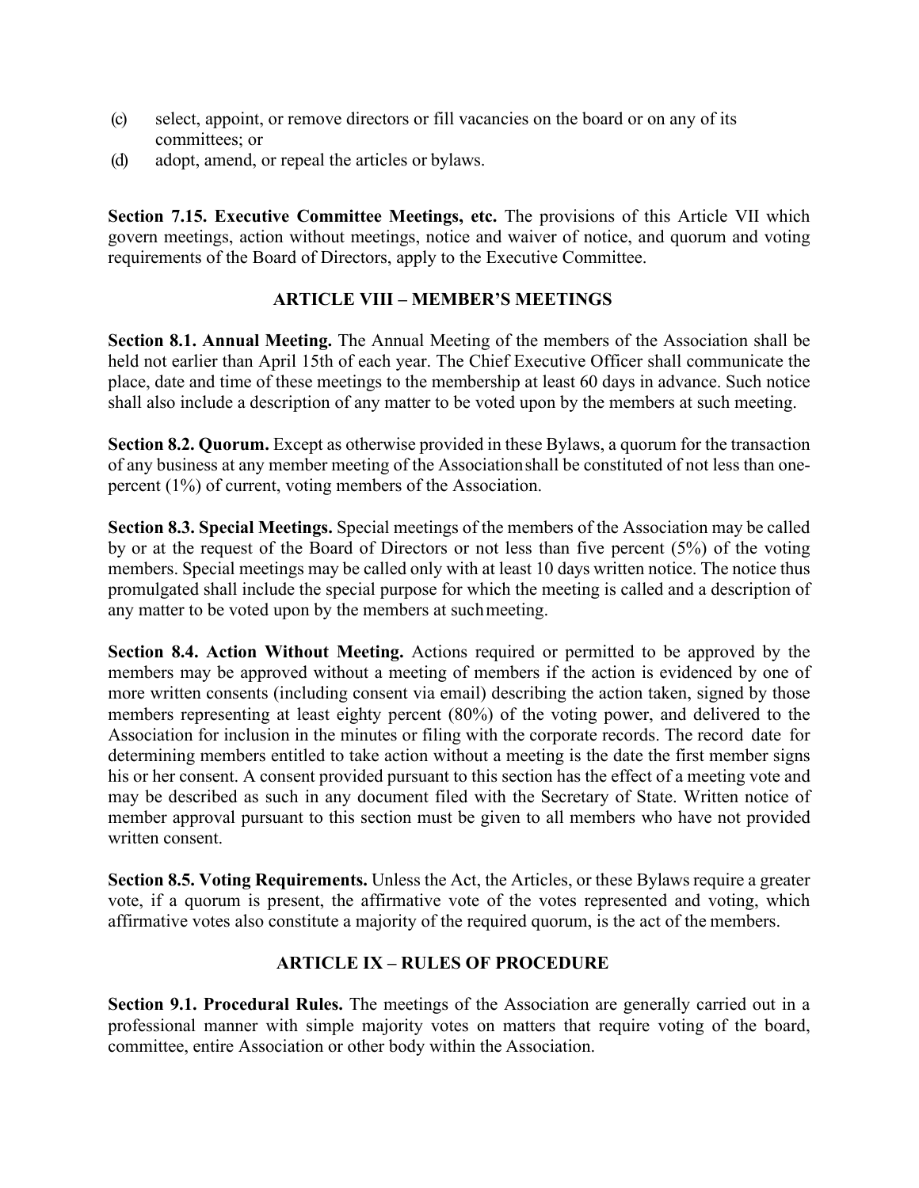(c) select, appoint, or remove directors or fill vacancies on the board or on any of its committees; or
(d) adopt, amend, or repeal the articles or bylaws.

**Section 7.15. Executive Committee Meetings, etc.** The provisions of this Article VII which govern meetings, action without meetings, notice and waiver of notice, and quorum and voting requirements of the Board of Directors, apply to the Executive Committee.

## ARTICLE VIII – MEMBER'S MEETINGS

**Section 8.1. Annual Meeting.** The Annual Meeting of the members of the Association shall be held not earlier than April 15th of each year. The Chief Executive Officer shall communicate the place, date and time of these meetings to the membership at least 60 days in advance. Such notice shall also include a description of any matter to be voted upon by the members at such meeting.

**Section 8.2. Quorum.** Except as otherwise provided in these Bylaws, a quorum for the transaction of any business at any member meeting of the Association shall be constituted of not less than one-percent (1%) of current, voting members of the Association.

**Section 8.3. Special Meetings.** Special meetings of the members of the Association may be called by or at the request of the Board of Directors or not less than five percent (5%) of the voting members. Special meetings may be called only with at least 10 days written notice. The notice thus promulgated shall include the special purpose for which the meeting is called and a description of any matter to be voted upon by the members at such meeting.

**Section 8.4. Action Without Meeting.** Actions required or permitted to be approved by the members may be approved without a meeting of members if the action is evidenced by one of more written consents (including consent via email) describing the action taken, signed by those members representing at least eighty percent (80%) of the voting power, and delivered to the Association for inclusion in the minutes or filing with the corporate records. The record date for determining members entitled to take action without a meeting is the date the first member signs his or her consent. A consent provided pursuant to this section has the effect of a meeting vote and may be described as such in any document filed with the Secretary of State. Written notice of member approval pursuant to this section must be given to all members who have not provided written consent.

**Section 8.5. Voting Requirements.** Unless the Act, the Articles, or these Bylaws require a greater vote, if a quorum is present, the affirmative vote of the votes represented and voting, which affirmative votes also constitute a majority of the required quorum, is the act of the members.

## ARTICLE IX – RULES OF PROCEDURE

**Section 9.1. Procedural Rules.** The meetings of the Association are generally carried out in a professional manner with simple majority votes on matters that require voting of the board, committee, entire Association or other body within the Association.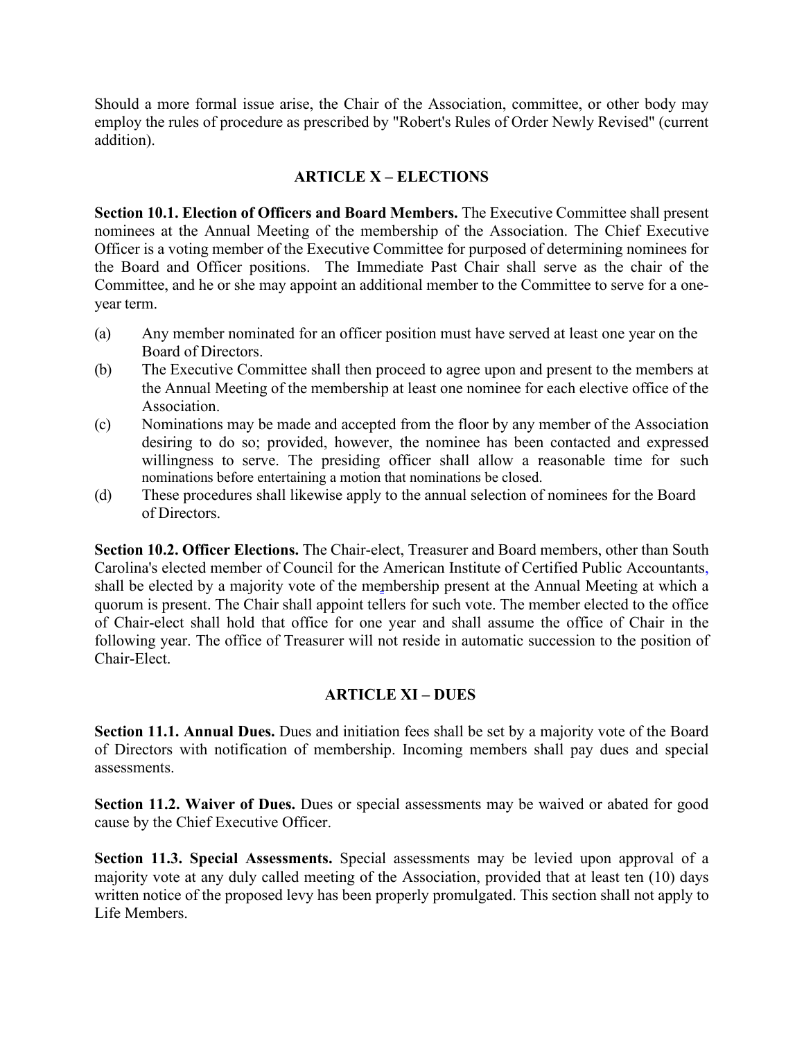Should a more formal issue arise, the Chair of the Association, committee, or other body may employ the rules of procedure as prescribed by "Robert's Rules of Order Newly Revised" (current addition).

## ARTICLE X – ELECTIONS

**Section 10.1. Election of Officers and Board Members.** The Executive Committee shall present nominees at the Annual Meeting of the membership of the Association. The Chief Executive Officer is a voting member of the Executive Committee for purposed of determining nominees for the Board and Officer positions. The Immediate Past Chair shall serve as the chair of the Committee, and he or she may appoint an additional member to the Committee to serve for a one-year term.

(a) Any member nominated for an officer position must have served at least one year on the Board of Directors.

(b) The Executive Committee shall then proceed to agree upon and present to the members at the Annual Meeting of the membership at least one nominee for each elective office of the Association.

(c) Nominations may be made and accepted from the floor by any member of the Association desiring to do so; provided, however, the nominee has been contacted and expressed willingness to serve. The presiding officer shall allow a reasonable time for such nominations before entertaining a motion that nominations be closed.

(d) These procedures shall likewise apply to the annual selection of nominees for the Board of Directors.

**Section 10.2. Officer Elections.** The Chair-elect, Treasurer and Board members, other than South Carolina's elected member of Council for the American Institute of Certified Public Accountants, shall be elected by a majority vote of the membership present at the Annual Meeting at which a quorum is present. The Chair shall appoint tellers for such vote. The member elected to the office of Chair-elect shall hold that office for one year and shall assume the office of Chair in the following year. The office of Treasurer will not reside in automatic succession to the position of Chair-Elect.

## ARTICLE XI – DUES

**Section 11.1. Annual Dues.** Dues and initiation fees shall be set by a majority vote of the Board of Directors with notification of membership. Incoming members shall pay dues and special assessments.

**Section 11.2. Waiver of Dues.** Dues or special assessments may be waived or abated for good cause by the Chief Executive Officer.

**Section 11.3. Special Assessments.** Special assessments may be levied upon approval of a majority vote at any duly called meeting of the Association, provided that at least ten (10) days written notice of the proposed levy has been properly promulgated. This section shall not apply to Life Members.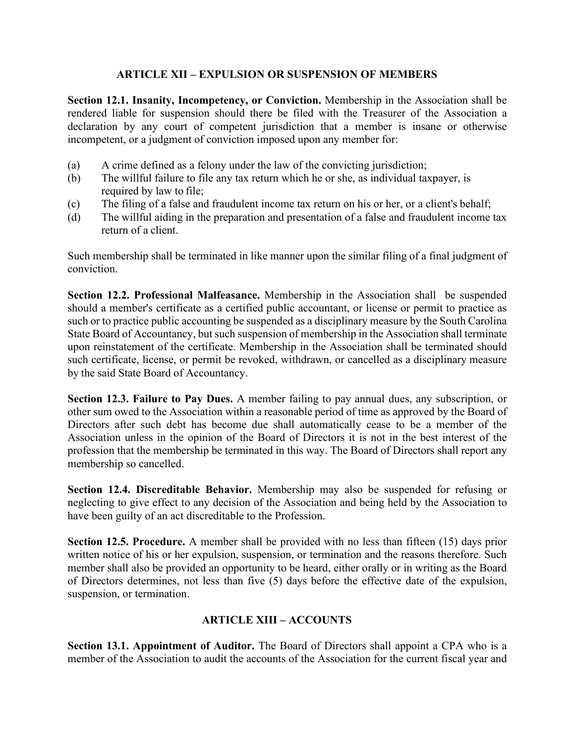## ARTICLE XII – EXPULSION OR SUSPENSION OF MEMBERS

**Section 12.1. Insanity, Incompetency, or Conviction.** Membership in the Association shall be rendered liable for suspension should there be filed with the Treasurer of the Association a declaration by any court of competent jurisdiction that a member is insane or otherwise incompetent, or a judgment of conviction imposed upon any member for:

(a) A crime defined as a felony under the law of the convicting jurisdiction;
(b) The willful failure to file any tax return which he or she, as individual taxpayer, is required by law to file;
(c) The filing of a false and fraudulent income tax return on his or her, or a client's behalf;
(d) The willful aiding in the preparation and presentation of a false and fraudulent income tax return of a client.

Such membership shall be terminated in like manner upon the similar filing of a final judgment of conviction.

**Section 12.2. Professional Malfeasance.** Membership in the Association shall be suspended should a member's certificate as a certified public accountant, or license or permit to practice as such or to practice public accounting be suspended as a disciplinary measure by the South Carolina State Board of Accountancy, but such suspension of membership in the Association shall terminate upon reinstatement of the certificate. Membership in the Association shall be terminated should such certificate, license, or permit be revoked, withdrawn, or cancelled as a disciplinary measure by the said State Board of Accountancy.

**Section 12.3. Failure to Pay Dues.** A member failing to pay annual dues, any subscription, or other sum owed to the Association within a reasonable period of time as approved by the Board of Directors after such debt has become due shall automatically cease to be a member of the Association unless in the opinion of the Board of Directors it is not in the best interest of the profession that the membership be terminated in this way. The Board of Directors shall report any membership so cancelled.

**Section 12.4. Discreditable Behavior.** Membership may also be suspended for refusing or neglecting to give effect to any decision of the Association and being held by the Association to have been guilty of an act discreditable to the Profession.

**Section 12.5. Procedure.** A member shall be provided with no less than fifteen (15) days prior written notice of his or her expulsion, suspension, or termination and the reasons therefore. Such member shall also be provided an opportunity to be heard, either orally or in writing as the Board of Directors determines, not less than five (5) days before the effective date of the expulsion, suspension, or termination.

## ARTICLE XIII – ACCOUNTS

**Section 13.1. Appointment of Auditor.** The Board of Directors shall appoint a CPA who is a member of the Association to audit the accounts of the Association for the current fiscal year and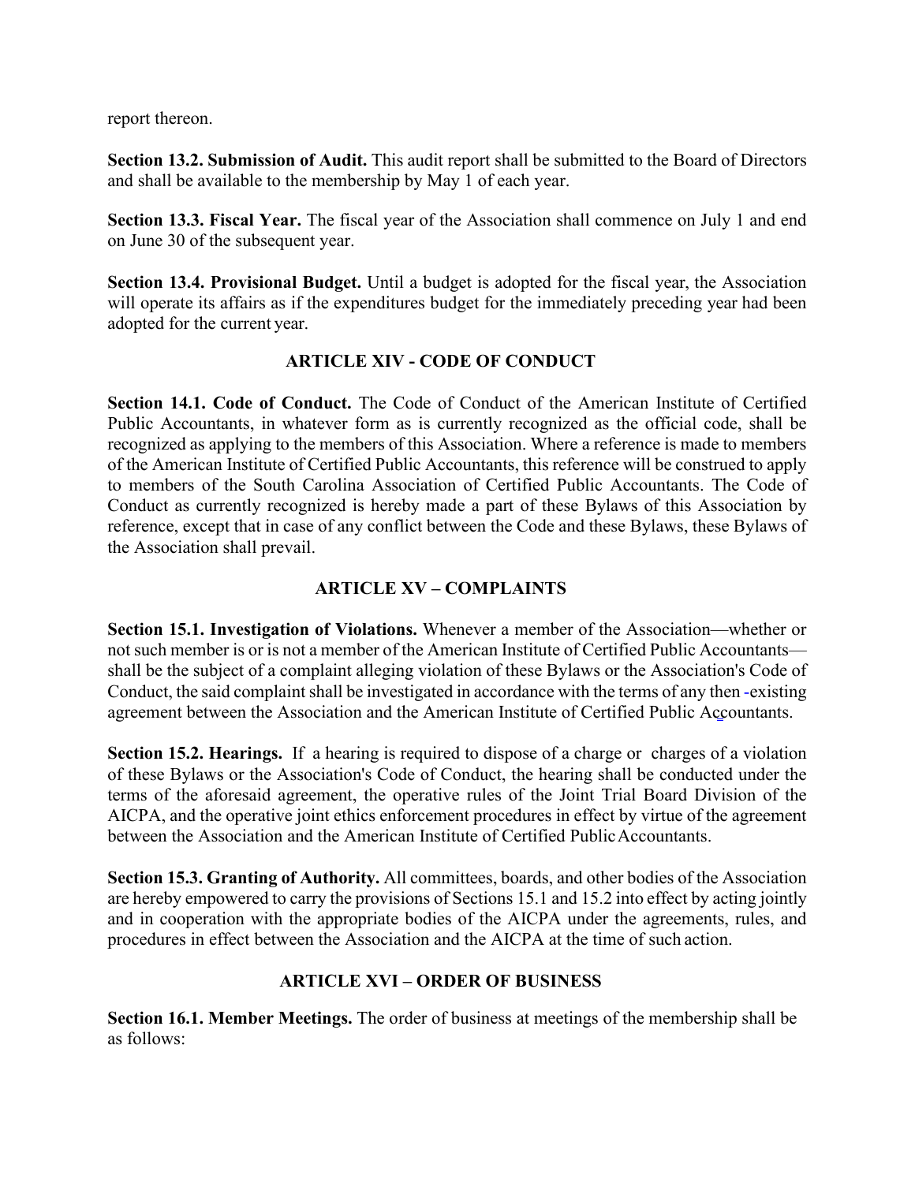report thereon.

**Section 13.2. Submission of Audit.** This audit report shall be submitted to the Board of Directors and shall be available to the membership by May 1 of each year.

**Section 13.3. Fiscal Year.** The fiscal year of the Association shall commence on July 1 and end on June 30 of the subsequent year.

**Section 13.4. Provisional Budget.** Until a budget is adopted for the fiscal year, the Association will operate its affairs as if the expenditures budget for the immediately preceding year had been adopted for the current year.

## ARTICLE XIV - CODE OF CONDUCT

**Section 14.1. Code of Conduct.** The Code of Conduct of the American Institute of Certified Public Accountants, in whatever form as is currently recognized as the official code, shall be recognized as applying to the members of this Association. Where a reference is made to members of the American Institute of Certified Public Accountants, this reference will be construed to apply to members of the South Carolina Association of Certified Public Accountants. The Code of Conduct as currently recognized is hereby made a part of these Bylaws of this Association by reference, except that in case of any conflict between the Code and these Bylaws, these Bylaws of the Association shall prevail.

## ARTICLE XV – COMPLAINTS

**Section 15.1. Investigation of Violations.** Whenever a member of the Association—whether or not such member is or is not a member of the American Institute of Certified Public Accountants—shall be the subject of a complaint alleging violation of these Bylaws or the Association's Code of Conduct, the said complaint shall be investigated in accordance with the terms of any then -existing agreement between the Association and the American Institute of Certified Public Accountants.

**Section 15.2. Hearings.** If a hearing is required to dispose of a charge or charges of a violation of these Bylaws or the Association's Code of Conduct, the hearing shall be conducted under the terms of the aforesaid agreement, the operative rules of the Joint Trial Board Division of the AICPA, and the operative joint ethics enforcement procedures in effect by virtue of the agreement between the Association and the American Institute of Certified Public Accountants.

**Section 15.3. Granting of Authority.** All committees, boards, and other bodies of the Association are hereby empowered to carry the provisions of Sections 15.1 and 15.2 into effect by acting jointly and in cooperation with the appropriate bodies of the AICPA under the agreements, rules, and procedures in effect between the Association and the AICPA at the time of such action.

## ARTICLE XVI – ORDER OF BUSINESS

**Section 16.1. Member Meetings.** The order of business at meetings of the membership shall be as follows: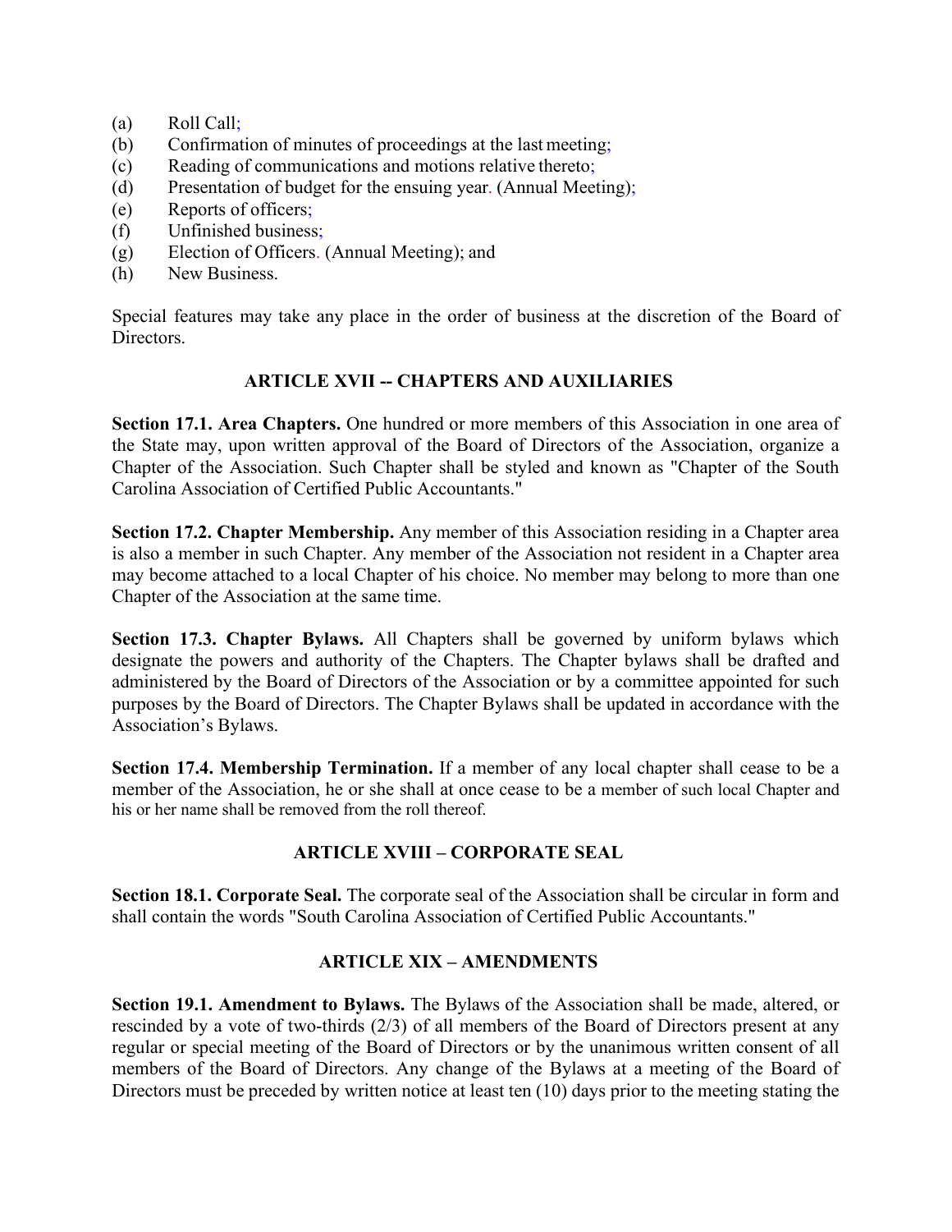(a) Roll Call;
(b) Confirmation of minutes of proceedings at the last meeting;
(c) Reading of communications and motions relative thereto;
(d) Presentation of budget for the ensuing year. (Annual Meeting);
(e) Reports of officers;
(f) Unfinished business;
(g) Election of Officers. (Annual Meeting); and
(h) New Business.

Special features may take any place in the order of business at the discretion of the Board of Directors.

## ARTICLE XVII -- CHAPTERS AND AUXILIARIES

**Section 17.1. Area Chapters.** One hundred or more members of this Association in one area of the State may, upon written approval of the Board of Directors of the Association, organize a Chapter of the Association. Such Chapter shall be styled and known as "Chapter of the South Carolina Association of Certified Public Accountants."

**Section 17.2. Chapter Membership.** Any member of this Association residing in a Chapter area is also a member in such Chapter. Any member of the Association not resident in a Chapter area may become attached to a local Chapter of his choice. No member may belong to more than one Chapter of the Association at the same time.

**Section 17.3. Chapter Bylaws.** All Chapters shall be governed by uniform bylaws which designate the powers and authority of the Chapters. The Chapter bylaws shall be drafted and administered by the Board of Directors of the Association or by a committee appointed for such purposes by the Board of Directors. The Chapter Bylaws shall be updated in accordance with the Association's Bylaws.

**Section 17.4. Membership Termination.** If a member of any local chapter shall cease to be a member of the Association, he or she shall at once cease to be a member of such local Chapter and his or her name shall be removed from the roll thereof.

## ARTICLE XVIII – CORPORATE SEAL

**Section 18.1. Corporate Seal.** The corporate seal of the Association shall be circular in form and shall contain the words "South Carolina Association of Certified Public Accountants."

## ARTICLE XIX – AMENDMENTS

**Section 19.1. Amendment to Bylaws.** The Bylaws of the Association shall be made, altered, or rescinded by a vote of two-thirds (2/3) of all members of the Board of Directors present at any regular or special meeting of the Board of Directors or by the unanimous written consent of all members of the Board of Directors. Any change of the Bylaws at a meeting of the Board of Directors must be preceded by written notice at least ten (10) days prior to the meeting stating the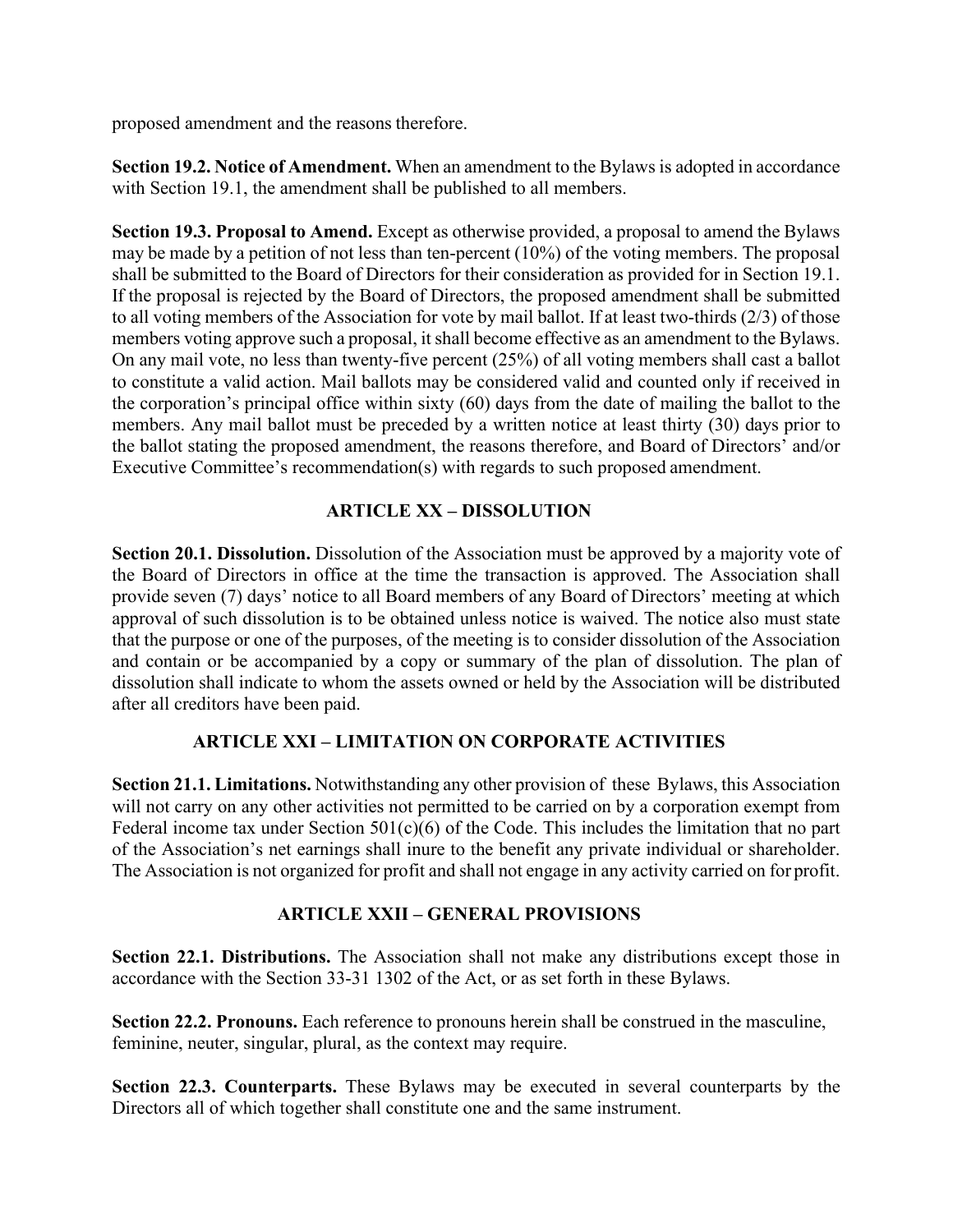proposed amendment and the reasons therefore.

**Section 19.2. Notice of Amendment.** When an amendment to the Bylaws is adopted in accordance with Section 19.1, the amendment shall be published to all members.

**Section 19.3. Proposal to Amend.** Except as otherwise provided, a proposal to amend the Bylaws may be made by a petition of not less than ten-percent (10%) of the voting members. The proposal shall be submitted to the Board of Directors for their consideration as provided for in Section 19.1. If the proposal is rejected by the Board of Directors, the proposed amendment shall be submitted to all voting members of the Association for vote by mail ballot. If at least two-thirds (2/3) of those members voting approve such a proposal, it shall become effective as an amendment to the Bylaws. On any mail vote, no less than twenty-five percent (25%) of all voting members shall cast a ballot to constitute a valid action. Mail ballots may be considered valid and counted only if received in the corporation's principal office within sixty (60) days from the date of mailing the ballot to the members. Any mail ballot must be preceded by a written notice at least thirty (30) days prior to the ballot stating the proposed amendment, the reasons therefore, and Board of Directors' and/or Executive Committee's recommendation(s) with regards to such proposed amendment.

## ARTICLE XX – DISSOLUTION

**Section 20.1. Dissolution.** Dissolution of the Association must be approved by a majority vote of the Board of Directors in office at the time the transaction is approved. The Association shall provide seven (7) days' notice to all Board members of any Board of Directors' meeting at which approval of such dissolution is to be obtained unless notice is waived. The notice also must state that the purpose or one of the purposes, of the meeting is to consider dissolution of the Association and contain or be accompanied by a copy or summary of the plan of dissolution. The plan of dissolution shall indicate to whom the assets owned or held by the Association will be distributed after all creditors have been paid.

## ARTICLE XXI – LIMITATION ON CORPORATE ACTIVITIES

**Section 21.1. Limitations.** Notwithstanding any other provision of these Bylaws, this Association will not carry on any other activities not permitted to be carried on by a corporation exempt from Federal income tax under Section 501(c)(6) of the Code. This includes the limitation that no part of the Association's net earnings shall inure to the benefit any private individual or shareholder. The Association is not organized for profit and shall not engage in any activity carried on for profit.

## ARTICLE XXII – GENERAL PROVISIONS

**Section 22.1. Distributions.** The Association shall not make any distributions except those in accordance with the Section 33-31 1302 of the Act, or as set forth in these Bylaws.

**Section 22.2. Pronouns.** Each reference to pronouns herein shall be construed in the masculine, feminine, neuter, singular, plural, as the context may require.

**Section 22.3. Counterparts.** These Bylaws may be executed in several counterparts by the Directors all of which together shall constitute one and the same instrument.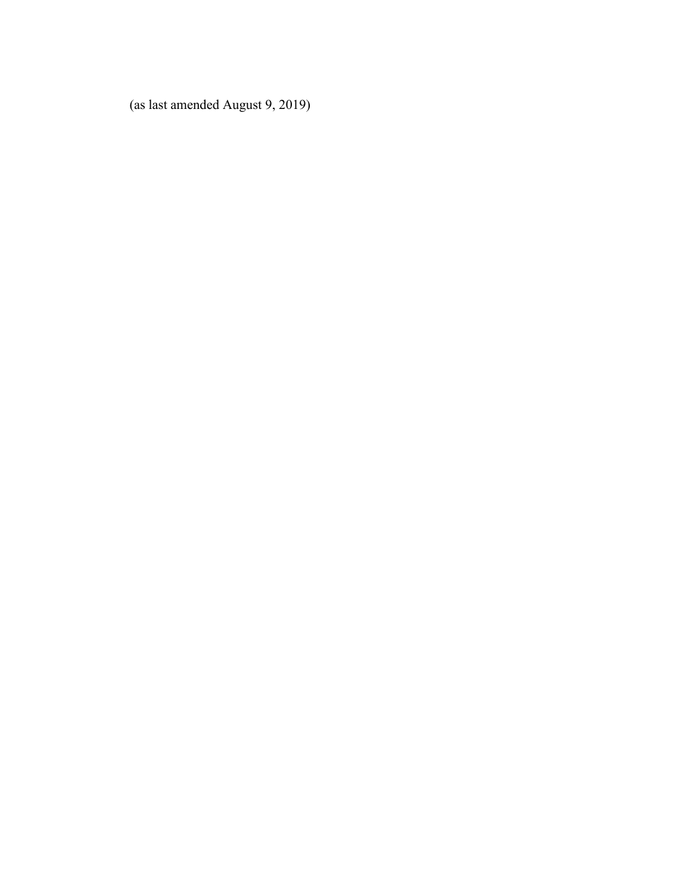(as last amended August 9, 2019)